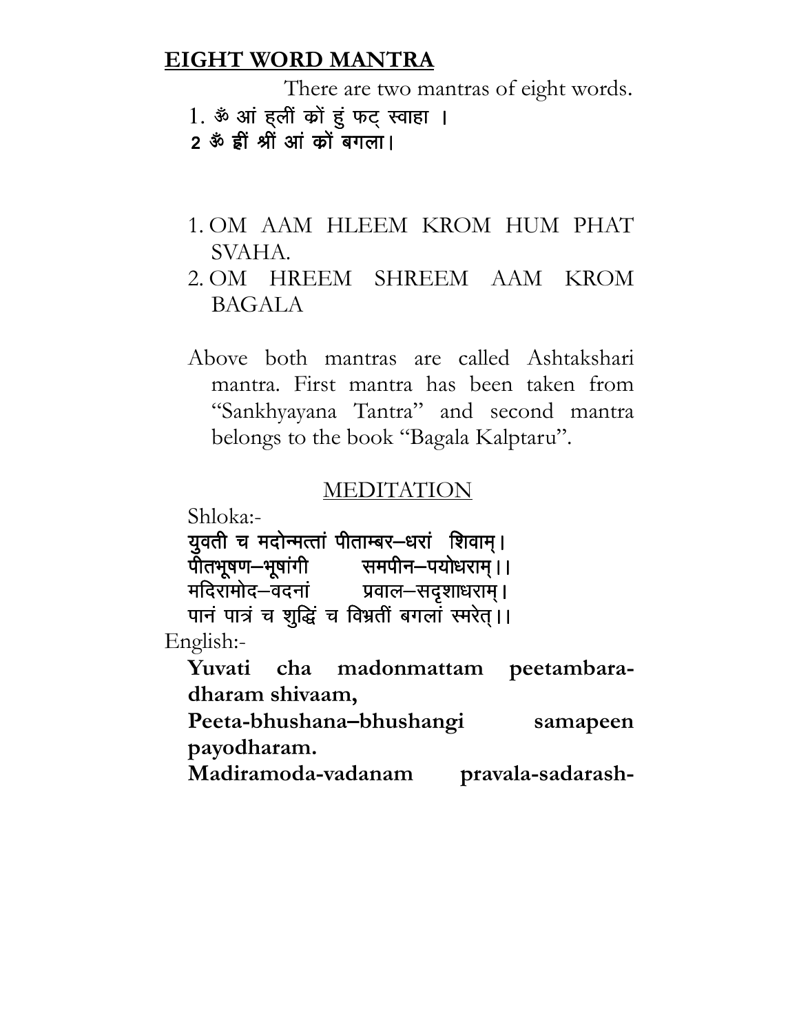## **EIGHT WORD MANTRA**

There are two mantras of eight words.

1. ॐ आं ह्लीं क्रों हुं फट् स्वाहा ।
2. ॐ ह्रीं श्रीं आं क्रों बगला।

1. OM AAM HLEEM KROM HUM PHAT SVAHA.
2. OM HREEM SHREEM AAM KROM BAGALA

Above both mantras are called Ashtakshari mantra. First mantra has been taken from "Sankhyayana Tantra" and second mantra belongs to the book "Bagala Kalptaru".

### MEDITATION

Shloka:-

युवती च मदोन्मत्तां पीताम्बर–धरां शिवाम्।
पीतभूषण–भूषांगी समपीन–पयोधराम्।।
मदिरामोद–वदनां प्रवाल–सदृशाधराम्।
पानं पात्रं च शुद्धिं च विभ्रतीं बगलां स्मरेत्।।

English:-

**Yuvati cha madonmattam peetambara-dharam shivaam,**
**Peeta-bhushana–bhushangi samapeen payodharam.**
**Madiramoda-vadanam pravala-sadarash-**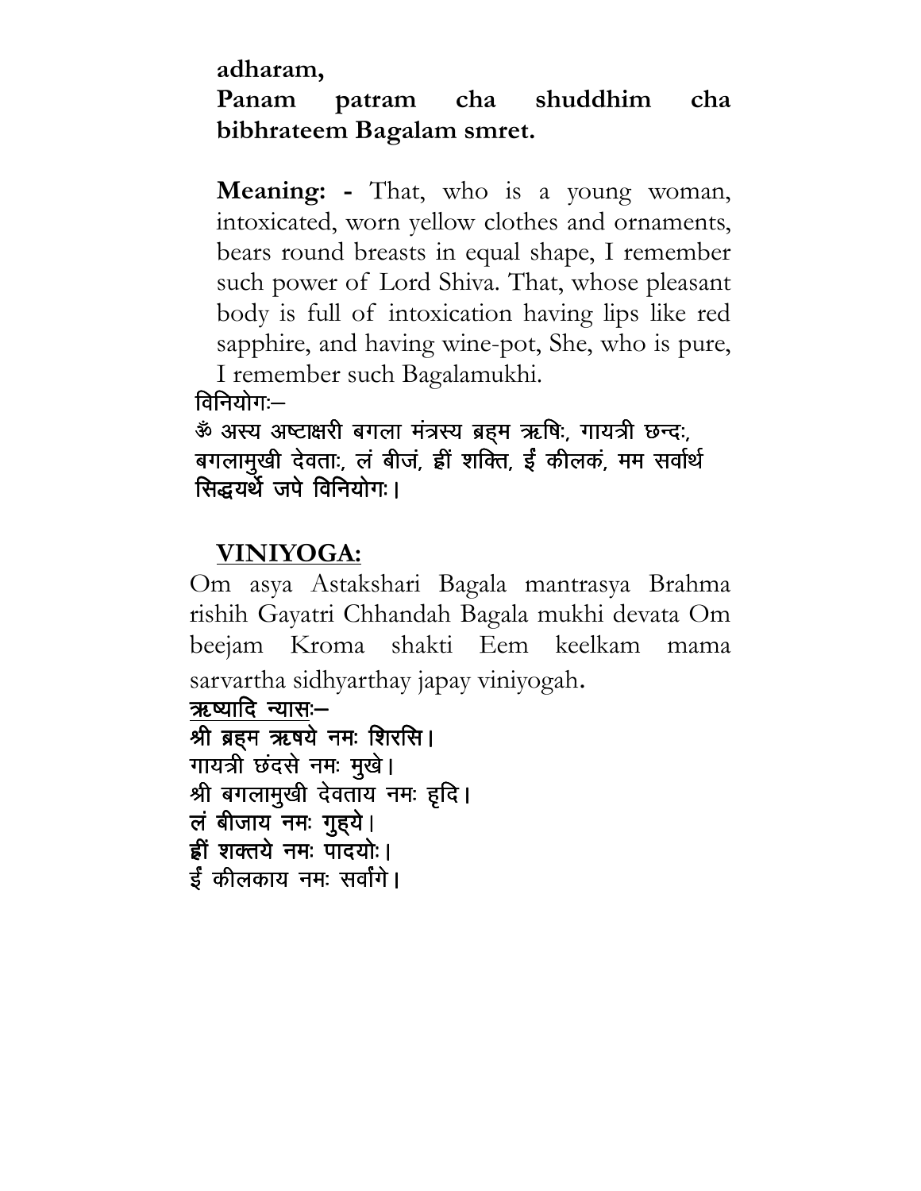**adharam,**
**Panam patram cha shuddhim cha bibhrateem Bagalam smret.**

**Meaning: -** That, who is a young woman, intoxicated, worn yellow clothes and ornaments, bears round breasts in equal shape, I remember such power of Lord Shiva. That, whose pleasant body is full of intoxication having lips like red sapphire, and having wine-pot, She, who is pure, I remember such Bagalamukhi.

विनियोगः–

ॐ अस्य अष्टाक्षरी बगला मंत्रस्य ब्रह्म ऋषिः, गायत्री छन्दः, बगलामुखी देवताः, लं बीजं, ह्रीं शक्ति, ईं कीलकं, मम सर्वार्थ सिद्धयर्थे जपे विनियोगः।

## VINIYOGA:

Om asya Astakshari Bagala mantrasya Brahma rishih Gayatri Chhandah Bagala mukhi devata Om beejam Kroma shakti Eem keelkam mama sarvartha sidhyarthay japay viniyogah.

ऋष्यादि न्यासः–

श्री ब्रह्म ऋषये नमः शिरसि।
गायत्री छंदसे नमः मुखे।
श्री बगलामुखी देवताय नमः हृदि।
लं बीजाय नमः गुह्ये।
ह्रीं शक्तये नमः पादयोः।
ईं कीलकाय नमः सर्वांगे।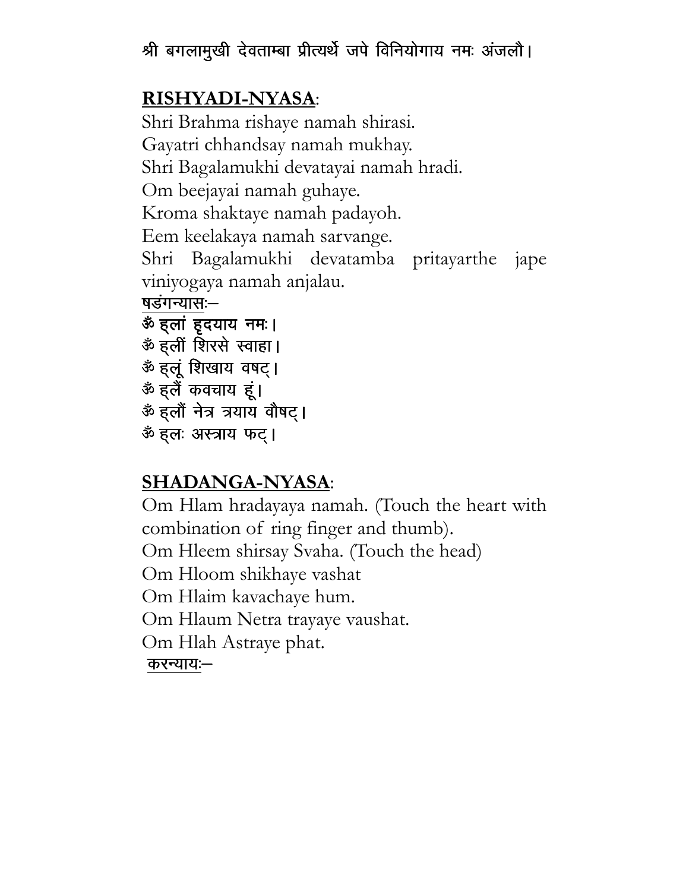श्री बगलामुखी देवताम्बा प्रीत्यर्थे जपे विनियोगाय नमः अंजलौ।

## RISHYADI-NYASA:

Shri Brahma rishaye namah shirasi.
Gayatri chhandsay namah mukhay.
Shri Bagalamukhi devatayai namah hradi.
Om beejayai namah guhaye.
Kroma shaktaye namah padayoh.
Eem keelakaya namah sarvange.
Shri Bagalamukhi devatamba pritayarthe jape viniyogaya namah anjalau.

षडंगन्यासः–

ॐ ह्लां हृदयाय नमः।
ॐ ह्लीं शिरसे स्वाहा।
ॐ ह्लूं शिखाय वषट्।
ॐ ह्लैं कवचाय हूं।
ॐ ह्लौं नेत्र त्रयाय वौषट्।
ॐ ह्लः अस्त्राय फट्।

## SHADANGA-NYASA:

Om Hlam hradayaya namah. (Touch the heart with combination of ring finger and thumb).
Om Hleem shirsay Svaha. (Touch the head)
Om Hloom shikhaye vashat
Om Hlaim kavachaye hum.
Om Hlaum Netra trayaye vaushat.
Om Hlah Astraye phat.

करन्यायः–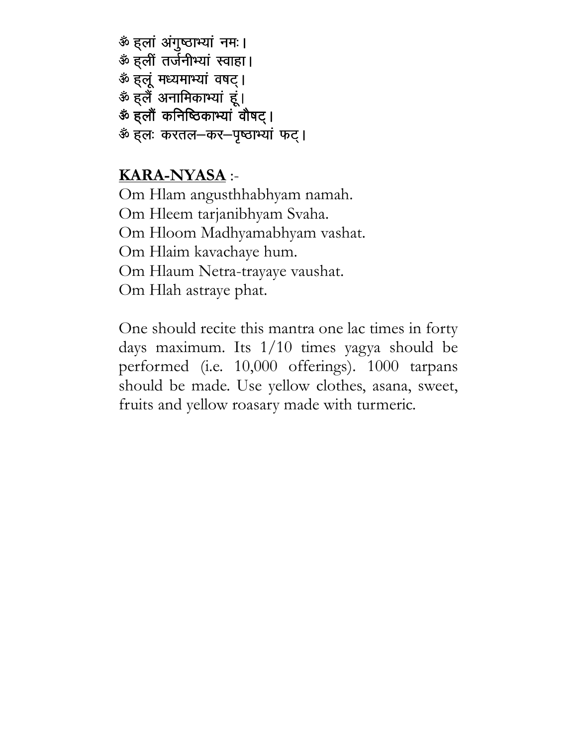ॐ ह्लां अंगुष्ठाभ्यां नमः।
ॐ ह्लीं तर्जनीभ्यां स्वाहा।
ॐ ह्लूं मध्यमाभ्यां वषट्।
ॐ ह्लैं अनामिकाभ्यां हूं।
**ॐ ह्लौं कनिष्ठिकाभ्यां वौषट्।**
ॐ ह्लः करतल–कर–पृष्ठाभ्यां फट्।

**<u>KARA-NYASA</u>** :-

Om Hlam angusthhabhyam namah.
Om Hleem tarjanibhyam Svaha.
Om Hloom Madhyamabhyam vashat.
Om Hlaim kavachaye hum.
Om Hlaum Netra-trayaye vaushat.
Om Hlah astraye phat.

One should recite this mantra one lac times in forty days maximum. Its 1/10 times yagya should be performed (i.e. 10,000 offerings). 1000 tarpans should be made. Use yellow clothes, asana, sweet, fruits and yellow roasary made with turmeric.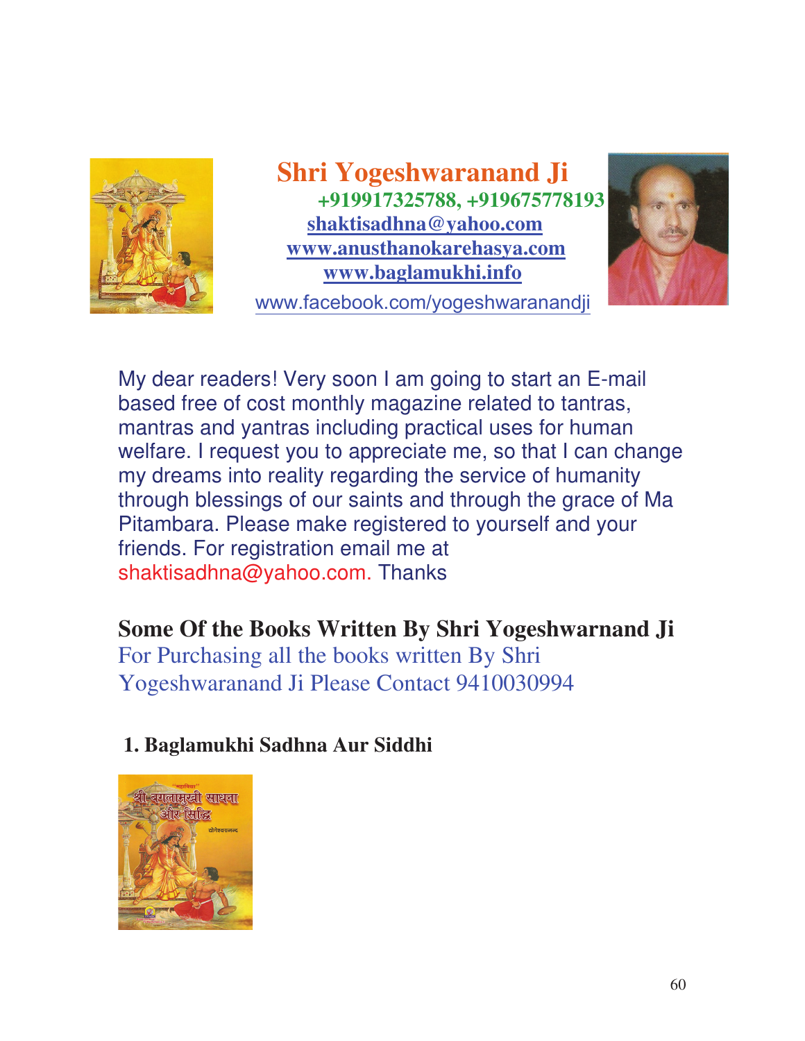**Shri Yogeshwaranand Ji**

**+919917325788, +919675778193**

**shaktisadhna@yahoo.com**

**www.anusthanokarehasya.com**

**www.baglamukhi.info**

www.facebook.com/yogeshwaranandji

My dear readers! Very soon I am going to start an E-mail based free of cost monthly magazine related to tantras, mantras and yantras including practical uses for human welfare. I request you to appreciate me, so that I can change my dreams into reality regarding the service of humanity through blessings of our saints and through the grace of Ma Pitambara. Please make registered to yourself and your friends. For registration email me at shaktisadhna@yahoo.com. Thanks

## Some Of the Books Written By Shri Yogeshwarnand Ji

For Purchasing all the books written By Shri Yogeshwaranand Ji Please Contact 9410030994

**1. Baglamukhi Sadhna Aur Siddhi**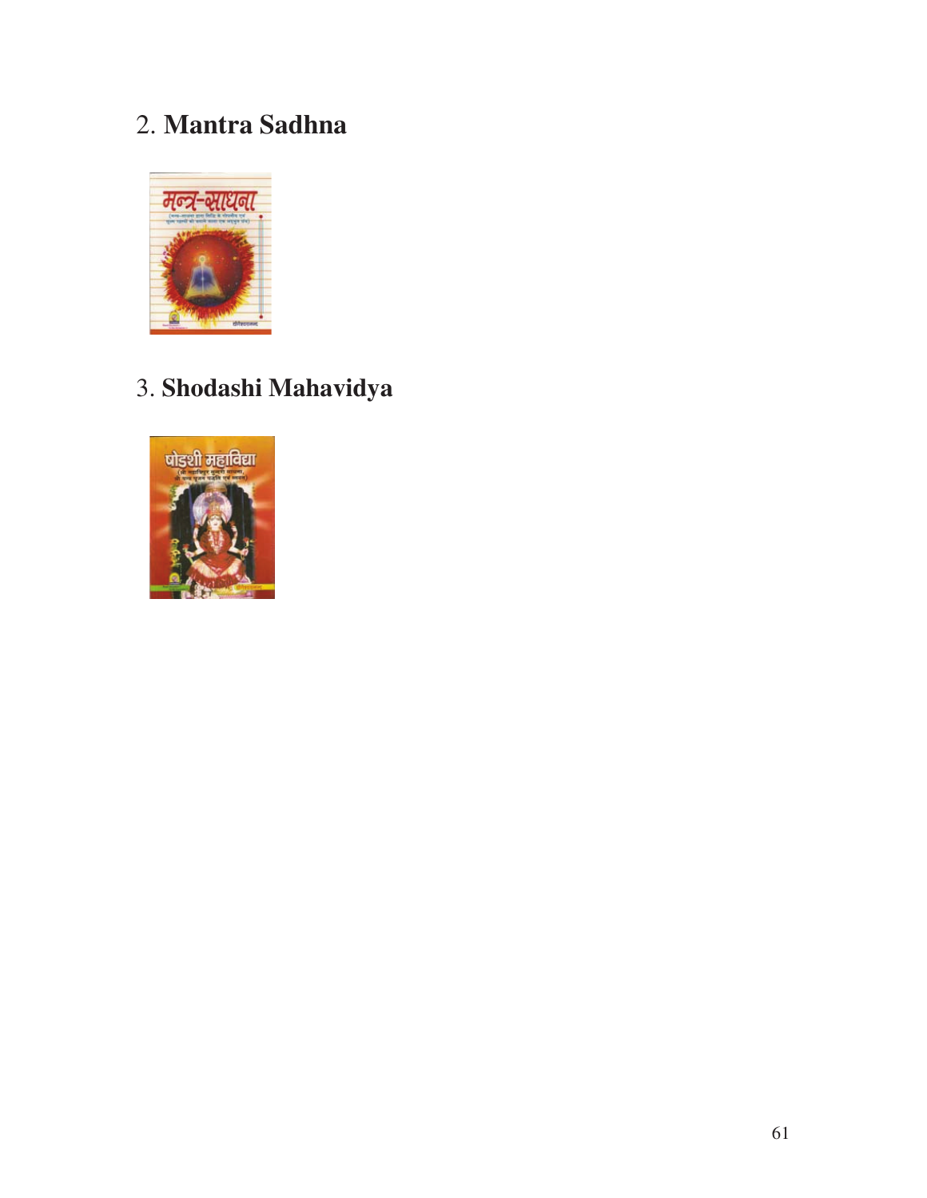2. **Mantra Sadhna**

3. **Shodashi Mahavidya**